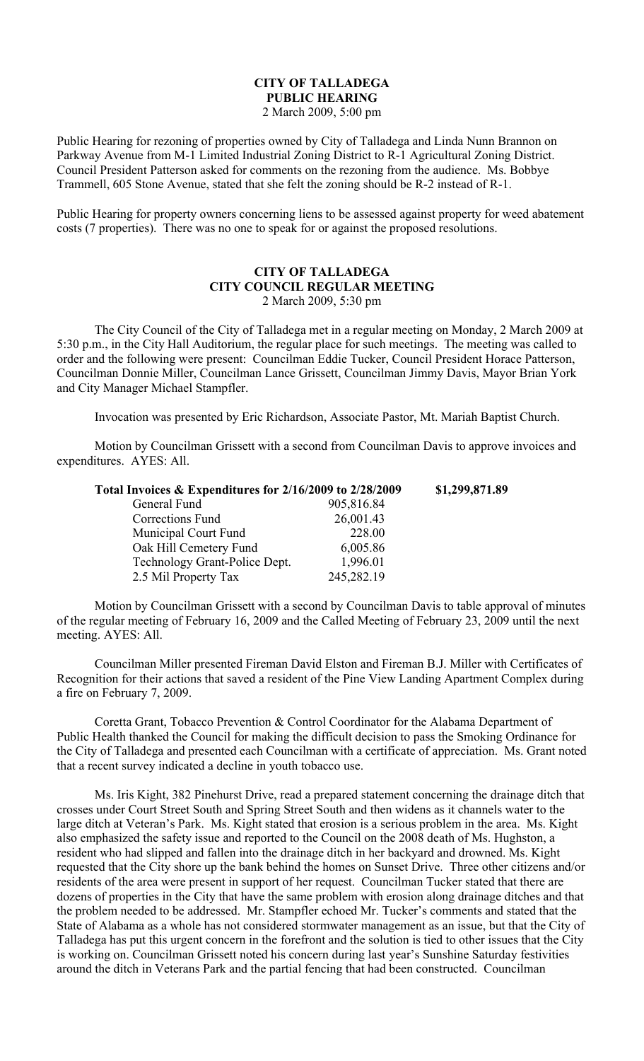# CITY OF TALLADEGA
## PUBLIC HEARING
2 March 2009, 5:00 pm

Public Hearing for rezoning of properties owned by City of Talladega and Linda Nunn Brannon on Parkway Avenue from M-1 Limited Industrial Zoning District to R-1 Agricultural Zoning District. Council President Patterson asked for comments on the rezoning from the audience. Ms. Bobbye Trammell, 605 Stone Avenue, stated that she felt the zoning should be R-2 instead of R-1.

Public Hearing for property owners concerning liens to be assessed against property for weed abatement costs (7 properties). There was no one to speak for or against the proposed resolutions.

# CITY OF TALLADEGA
## CITY COUNCIL REGULAR MEETING
2 March 2009, 5:30 pm

The City Council of the City of Talladega met in a regular meeting on Monday, 2 March 2009 at 5:30 p.m., in the City Hall Auditorium, the regular place for such meetings. The meeting was called to order and the following were present: Councilman Eddie Tucker, Council President Horace Patterson, Councilman Donnie Miller, Councilman Lance Grissett, Councilman Jimmy Davis, Mayor Brian York and City Manager Michael Stampfler.

Invocation was presented by Eric Richardson, Associate Pastor, Mt. Mariah Baptist Church.

Motion by Councilman Grissett with a second from Councilman Davis to approve invoices and expenditures. AYES: All.

| **Total Invoices & Expenditures for 2/16/2009 to 2/28/2009** | | **$1,299,871.89** |
|---|---|---|
| General Fund | 905,816.84 | |
| Corrections Fund | 26,001.43 | |
| Municipal Court Fund | 228.00 | |
| Oak Hill Cemetery Fund | 6,005.86 | |
| Technology Grant-Police Dept. | 1,996.01 | |
| 2.5 Mil Property Tax | 245,282.19 | |

Motion by Councilman Grissett with a second by Councilman Davis to table approval of minutes of the regular meeting of February 16, 2009 and the Called Meeting of February 23, 2009 until the next meeting. AYES: All.

Councilman Miller presented Fireman David Elston and Fireman B.J. Miller with Certificates of Recognition for their actions that saved a resident of the Pine View Landing Apartment Complex during a fire on February 7, 2009.

Coretta Grant, Tobacco Prevention & Control Coordinator for the Alabama Department of Public Health thanked the Council for making the difficult decision to pass the Smoking Ordinance for the City of Talladega and presented each Councilman with a certificate of appreciation. Ms. Grant noted that a recent survey indicated a decline in youth tobacco use.

Ms. Iris Kight, 382 Pinehurst Drive, read a prepared statement concerning the drainage ditch that crosses under Court Street South and Spring Street South and then widens as it channels water to the large ditch at Veteran's Park. Ms. Kight stated that erosion is a serious problem in the area. Ms. Kight also emphasized the safety issue and reported to the Council on the 2008 death of Ms. Hughston, a resident who had slipped and fallen into the drainage ditch in her backyard and drowned. Ms. Kight requested that the City shore up the bank behind the homes on Sunset Drive. Three other citizens and/or residents of the area were present in support of her request. Councilman Tucker stated that there are dozens of properties in the City that have the same problem with erosion along drainage ditches and that the problem needed to be addressed. Mr. Stampfler echoed Mr. Tucker's comments and stated that the State of Alabama as a whole has not considered stormwater management as an issue, but that the City of Talladega has put this urgent concern in the forefront and the solution is tied to other issues that the City is working on. Councilman Grissett noted his concern during last year's Sunshine Saturday festivities around the ditch in Veterans Park and the partial fencing that had been constructed. Councilman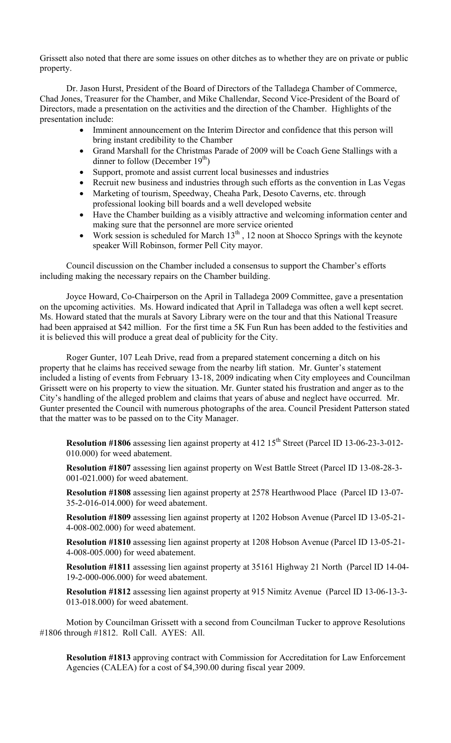Grissett also noted that there are some issues on other ditches as to whether they are on private or public property.

Dr. Jason Hurst, President of the Board of Directors of the Talladega Chamber of Commerce, Chad Jones, Treasurer for the Chamber, and Mike Challendar, Second Vice-President of the Board of Directors, made a presentation on the activities and the direction of the Chamber. Highlights of the presentation include:

- Imminent announcement on the Interim Director and confidence that this person will bring instant credibility to the Chamber
- Grand Marshall for the Christmas Parade of 2009 will be Coach Gene Stallings with a dinner to follow (December 19th)
- Support, promote and assist current local businesses and industries
- Recruit new business and industries through such efforts as the convention in Las Vegas
- Marketing of tourism, Speedway, Cheaha Park, Desoto Caverns, etc. through professional looking bill boards and a well developed website
- Have the Chamber building as a visibly attractive and welcoming information center and making sure that the personnel are more service oriented
- Work session is scheduled for March 13th , 12 noon at Shocco Springs with the keynote speaker Will Robinson, former Pell City mayor.

Council discussion on the Chamber included a consensus to support the Chamber's efforts including making the necessary repairs on the Chamber building.

Joyce Howard, Co-Chairperson on the April in Talladega 2009 Committee, gave a presentation on the upcoming activities. Ms. Howard indicated that April in Talladega was often a well kept secret. Ms. Howard stated that the murals at Savory Library were on the tour and that this National Treasure had been appraised at $42 million. For the first time a 5K Fun Run has been added to the festivities and it is believed this will produce a great deal of publicity for the City.

Roger Gunter, 107 Leah Drive, read from a prepared statement concerning a ditch on his property that he claims has received sewage from the nearby lift station. Mr. Gunter's statement included a listing of events from February 13-18, 2009 indicating when City employees and Councilman Grissett were on his property to view the situation. Mr. Gunter stated his frustration and anger as to the City's handling of the alleged problem and claims that years of abuse and neglect have occurred. Mr. Gunter presented the Council with numerous photographs of the area. Council President Patterson stated that the matter was to be passed on to the City Manager.

**Resolution #1806** assessing lien against property at 412 15th Street (Parcel ID 13-06-23-3-012-010.000) for weed abatement.

**Resolution #1807** assessing lien against property on West Battle Street (Parcel ID 13-08-28-3-001-021.000) for weed abatement.

**Resolution #1808** assessing lien against property at 2578 Hearthwood Place (Parcel ID 13-07-35-2-016-014.000) for weed abatement.

**Resolution #1809** assessing lien against property at 1202 Hobson Avenue (Parcel ID 13-05-21-4-008-002.000) for weed abatement.

**Resolution #1810** assessing lien against property at 1208 Hobson Avenue (Parcel ID 13-05-21-4-008-005.000) for weed abatement.

**Resolution #1811** assessing lien against property at 35161 Highway 21 North (Parcel ID 14-04-19-2-000-006.000) for weed abatement.

**Resolution #1812** assessing lien against property at 915 Nimitz Avenue (Parcel ID 13-06-13-3-013-018.000) for weed abatement.

Motion by Councilman Grissett with a second from Councilman Tucker to approve Resolutions #1806 through #1812. Roll Call. AYES: All.

**Resolution #1813** approving contract with Commission for Accreditation for Law Enforcement Agencies (CALEA) for a cost of $4,390.00 during fiscal year 2009.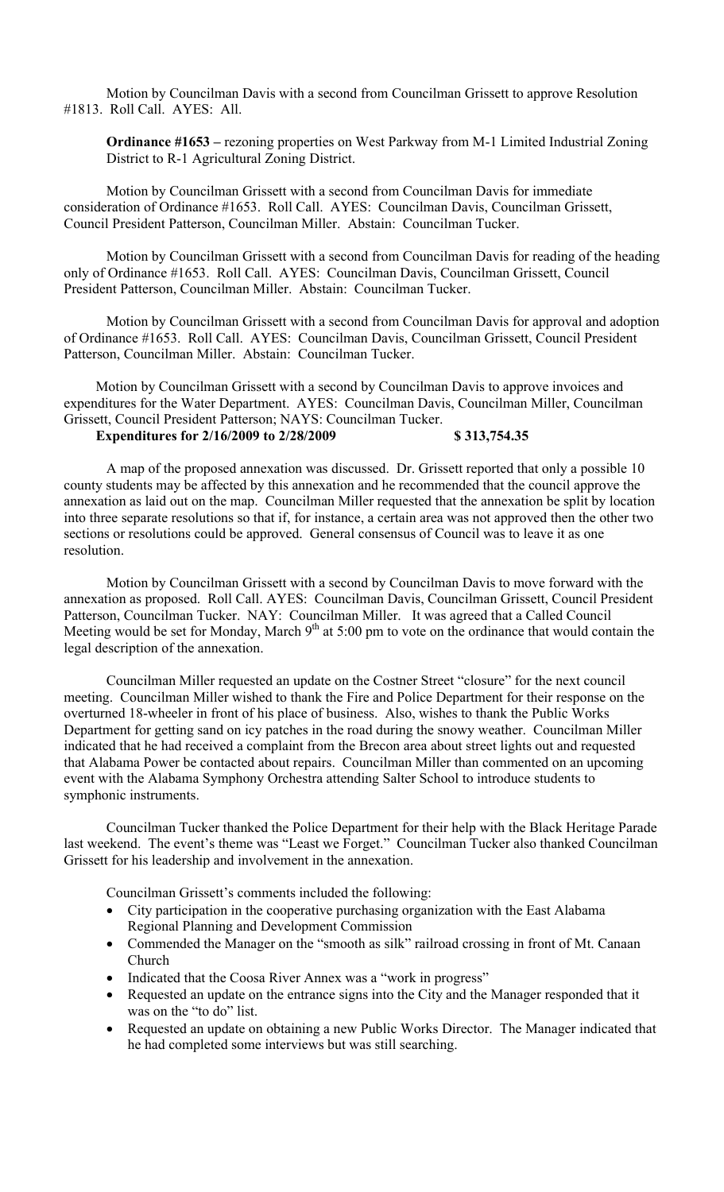Motion by Councilman Davis with a second from Councilman Grissett to approve Resolution #1813. Roll Call. AYES: All.

**Ordinance #1653 –** rezoning properties on West Parkway from M-1 Limited Industrial Zoning District to R-1 Agricultural Zoning District.

Motion by Councilman Grissett with a second from Councilman Davis for immediate consideration of Ordinance #1653. Roll Call. AYES: Councilman Davis, Councilman Grissett, Council President Patterson, Councilman Miller. Abstain: Councilman Tucker.

Motion by Councilman Grissett with a second from Councilman Davis for reading of the heading only of Ordinance #1653. Roll Call. AYES: Councilman Davis, Councilman Grissett, Council President Patterson, Councilman Miller. Abstain: Councilman Tucker.

Motion by Councilman Grissett with a second from Councilman Davis for approval and adoption of Ordinance #1653. Roll Call. AYES: Councilman Davis, Councilman Grissett, Council President Patterson, Councilman Miller. Abstain: Councilman Tucker.

Motion by Councilman Grissett with a second by Councilman Davis to approve invoices and expenditures for the Water Department. AYES: Councilman Davis, Councilman Miller, Councilman Grissett, Council President Patterson; NAYS: Councilman Tucker.

**Expenditures for 2/16/2009 to 2/28/2009 $ 313,754.35**

A map of the proposed annexation was discussed. Dr. Grissett reported that only a possible 10 county students may be affected by this annexation and he recommended that the council approve the annexation as laid out on the map. Councilman Miller requested that the annexation be split by location into three separate resolutions so that if, for instance, a certain area was not approved then the other two sections or resolutions could be approved. General consensus of Council was to leave it as one resolution.

Motion by Councilman Grissett with a second by Councilman Davis to move forward with the annexation as proposed. Roll Call. AYES: Councilman Davis, Councilman Grissett, Council President Patterson, Councilman Tucker. NAY: Councilman Miller. It was agreed that a Called Council Meeting would be set for Monday, March 9th at 5:00 pm to vote on the ordinance that would contain the legal description of the annexation.

Councilman Miller requested an update on the Costner Street "closure" for the next council meeting. Councilman Miller wished to thank the Fire and Police Department for their response on the overturned 18-wheeler in front of his place of business. Also, wishes to thank the Public Works Department for getting sand on icy patches in the road during the snowy weather. Councilman Miller indicated that he had received a complaint from the Brecon area about street lights out and requested that Alabama Power be contacted about repairs. Councilman Miller than commented on an upcoming event with the Alabama Symphony Orchestra attending Salter School to introduce students to symphonic instruments.

Councilman Tucker thanked the Police Department for their help with the Black Heritage Parade last weekend. The event's theme was "Least we Forget." Councilman Tucker also thanked Councilman Grissett for his leadership and involvement in the annexation.

Councilman Grissett's comments included the following:

- City participation in the cooperative purchasing organization with the East Alabama Regional Planning and Development Commission
- Commended the Manager on the "smooth as silk" railroad crossing in front of Mt. Canaan Church
- Indicated that the Coosa River Annex was a "work in progress"
- Requested an update on the entrance signs into the City and the Manager responded that it was on the "to do" list.
- Requested an update on obtaining a new Public Works Director. The Manager indicated that he had completed some interviews but was still searching.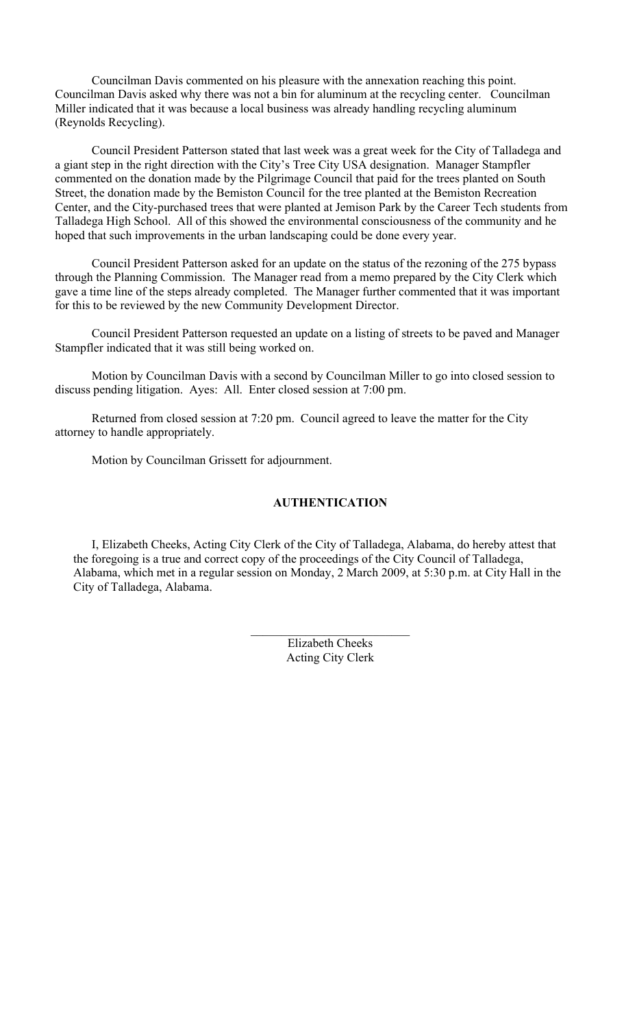Councilman Davis commented on his pleasure with the annexation reaching this point. Councilman Davis asked why there was not a bin for aluminum at the recycling center. Councilman Miller indicated that it was because a local business was already handling recycling aluminum (Reynolds Recycling).

Council President Patterson stated that last week was a great week for the City of Talladega and a giant step in the right direction with the City's Tree City USA designation. Manager Stampfler commented on the donation made by the Pilgrimage Council that paid for the trees planted on South Street, the donation made by the Bemiston Council for the tree planted at the Bemiston Recreation Center, and the City-purchased trees that were planted at Jemison Park by the Career Tech students from Talladega High School. All of this showed the environmental consciousness of the community and he hoped that such improvements in the urban landscaping could be done every year.

Council President Patterson asked for an update on the status of the rezoning of the 275 bypass through the Planning Commission. The Manager read from a memo prepared by the City Clerk which gave a time line of the steps already completed. The Manager further commented that it was important for this to be reviewed by the new Community Development Director.

Council President Patterson requested an update on a listing of streets to be paved and Manager Stampfler indicated that it was still being worked on.

Motion by Councilman Davis with a second by Councilman Miller to go into closed session to discuss pending litigation. Ayes: All. Enter closed session at 7:00 pm.

Returned from closed session at 7:20 pm. Council agreed to leave the matter for the City attorney to handle appropriately.

Motion by Councilman Grissett for adjournment.

**AUTHENTICATION**

I, Elizabeth Cheeks, Acting City Clerk of the City of Talladega, Alabama, do hereby attest that the foregoing is a true and correct copy of the proceedings of the City Council of Talladega, Alabama, which met in a regular session on Monday, 2 March 2009, at 5:30 p.m. at City Hall in the City of Talladega, Alabama.

\_\_\_\_\_\_\_\_\_\_\_\_\_\_\_\_\_\_\_\_\_\_\_\_\_\_

Elizabeth Cheeks
Acting City Clerk